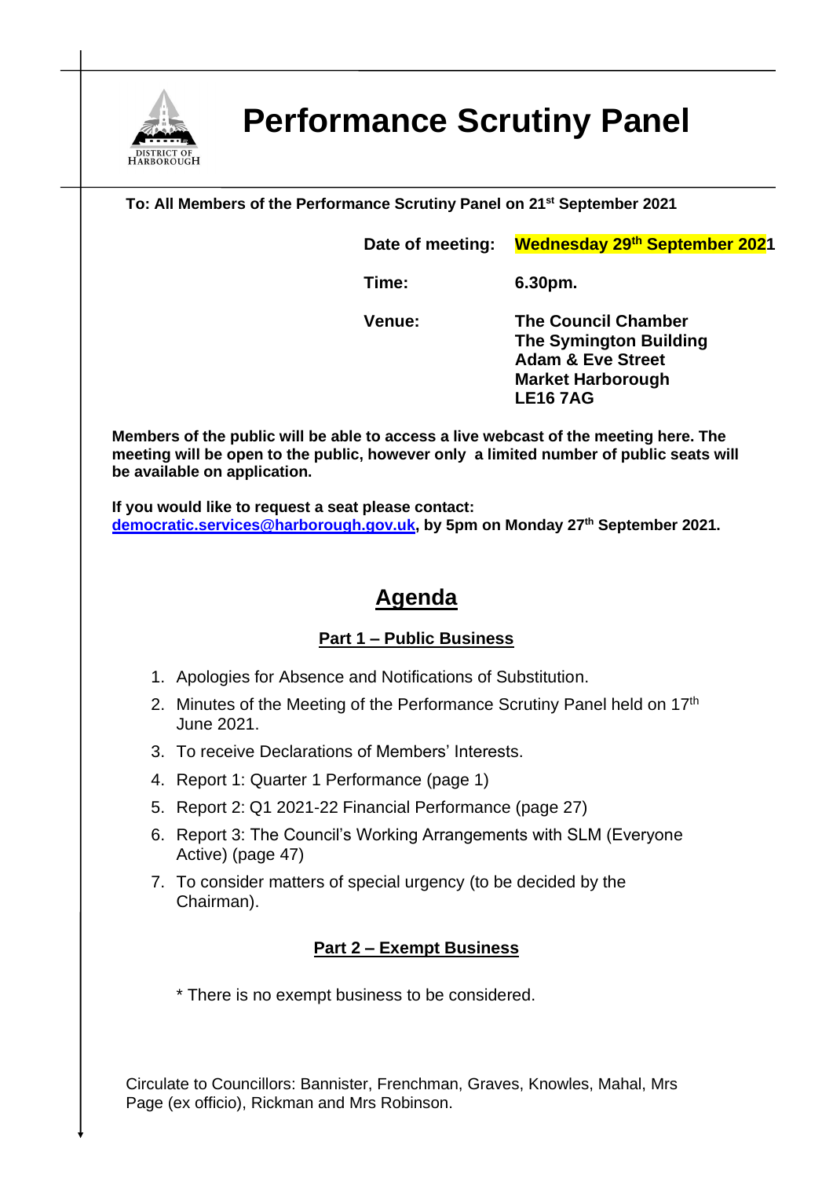# Performance Scrutiny Panel

DISTRICT OF HARBOROUGH

**To: All Members of the Performance Scrutiny Panel on 21st September 2021**

| | |
|---|---|
| **Date of meeting:** | **Wednesday 29th September 2021** |
| **Time:** | **6.30pm.** |
| **Venue:** | **The Council Chamber**<br>**The Symington Building**<br>**Adam & Eve Street**<br>**Market Harborough**<br>**LE16 7AG** |

**Members of the public will be able to access a live webcast of the meeting here. The meeting will be open to the public, however only a limited number of public seats will be available on application.**

**If you would like to request a seat please contact: democratic.services@harborough.gov.uk, by 5pm on Monday 27th September 2021.**

## Agenda

### Part 1 – Public Business

1. Apologies for Absence and Notifications of Substitution.
2. Minutes of the Meeting of the Performance Scrutiny Panel held on 17th June 2021.
3. To receive Declarations of Members' Interests.
4. Report 1: Quarter 1 Performance (page 1)
5. Report 2: Q1 2021-22 Financial Performance (page 27)
6. Report 3: The Council's Working Arrangements with SLM (Everyone Active) (page 47)
7. To consider matters of special urgency (to be decided by the Chairman).

### Part 2 – Exempt Business

* There is no exempt business to be considered.

Circulate to Councillors: Bannister, Frenchman, Graves, Knowles, Mahal, Mrs Page (ex officio), Rickman and Mrs Robinson.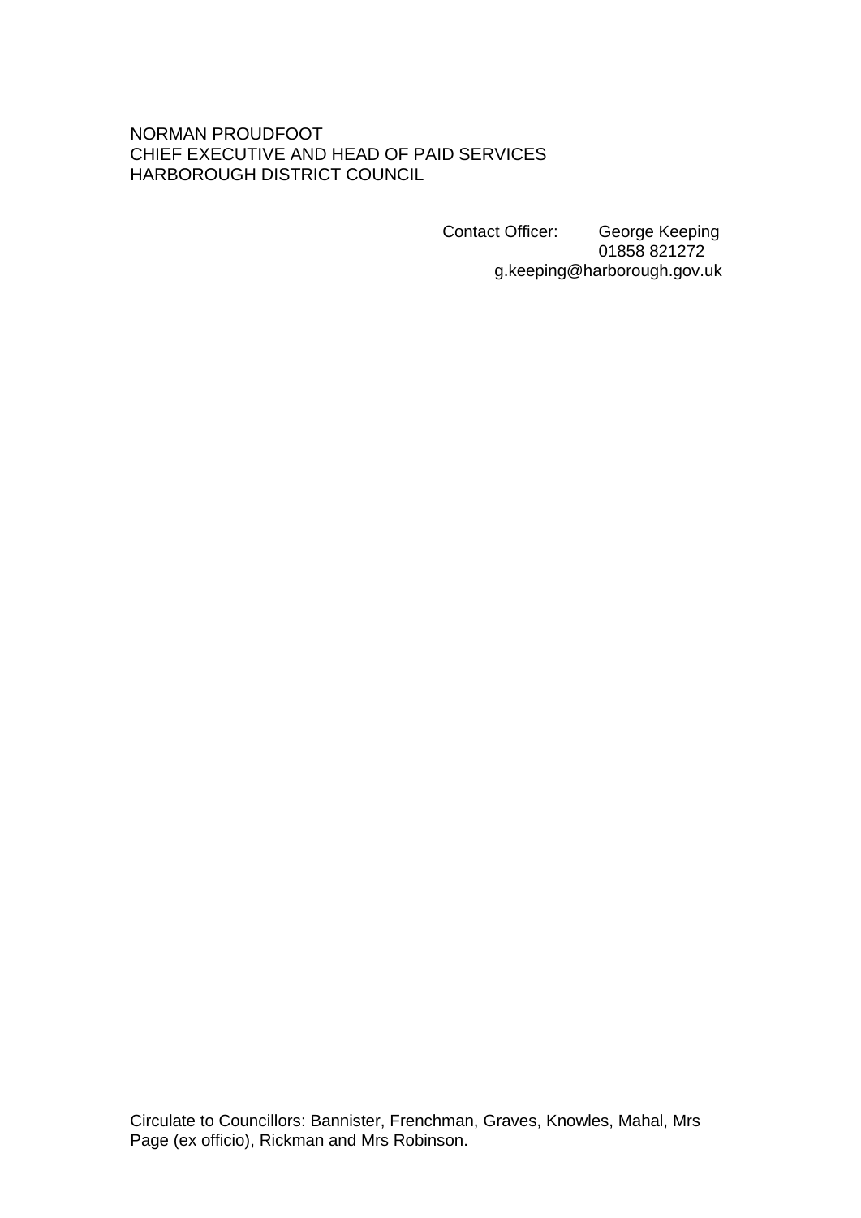NORMAN PROUDFOOT
CHIEF EXECUTIVE AND HEAD OF PAID SERVICES
HARBOROUGH DISTRICT COUNCIL

Contact Officer: George Keeping
01858 821272
g.keeping@harborough.gov.uk

Circulate to Councillors: Bannister, Frenchman, Graves, Knowles, Mahal, Mrs Page (ex officio), Rickman and Mrs Robinson.